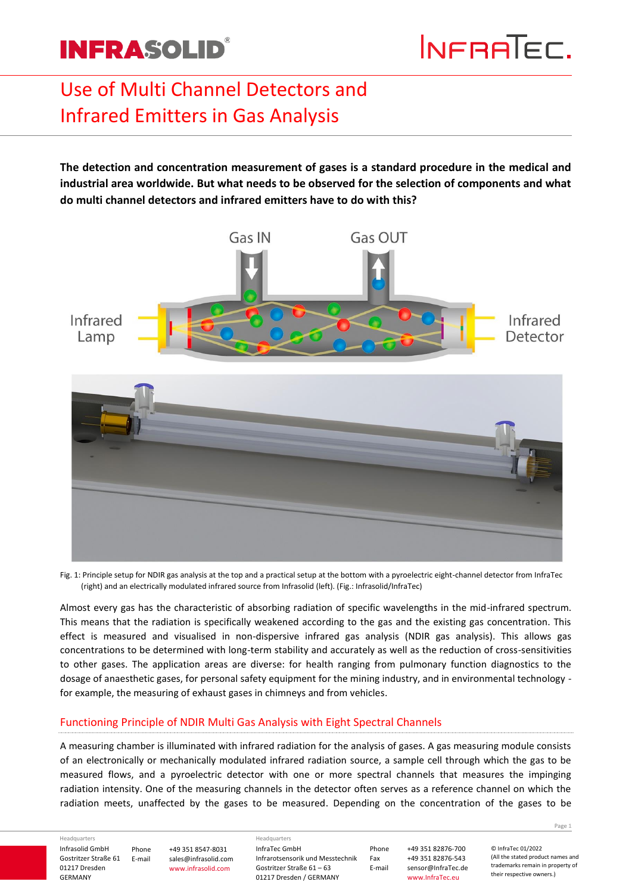# Use of Multi Channel Detectors and Infrared Emitters in Gas Analysis

**The detection and concentration measurement of gases is a standard procedure in the medical and industrial area worldwide. But what needs to be observed for the selection of components and what do multi channel detectors and infrared emitters have to do with this?**

Fig. 1: Principle setup for NDIR gas analysis at the top and a practical setup at the bottom with a pyroelectric eight-channel detector from InfraTec (right) and an electrically modulated infrared source from Infrasolid (left). (Fig.: Infrasolid/InfraTec)

Almost every gas has the characteristic of absorbing radiation of specific wavelengths in the mid-infrared spectrum. This means that the radiation is specifically weakened according to the gas and the existing gas concentration. This effect is measured and visualised in non-dispersive infrared gas analysis (NDIR gas analysis). This allows gas concentrations to be determined with long-term stability and accurately as well as the reduction of cross-sensitivities to other gases. The application areas are diverse: for health ranging from pulmonary function diagnostics to the dosage of anaesthetic gases, for personal safety equipment for the mining industry, and in environmental technology - for example, the measuring of exhaust gases in chimneys and from vehicles.

## Functioning Principle of NDIR Multi Gas Analysis with Eight Spectral Channels

A measuring chamber is illuminated with infrared radiation for the analysis of gases. A gas measuring module consists of an electronically or mechanically modulated infrared radiation source, a sample cell through which the gas to be measured flows, and a pyroelectric detector with one or more spectral channels that measures the impinging radiation intensity. One of the measuring channels in the detector often serves as a reference channel on which the radiation meets, unaffected by the gases to be measured. Depending on the concentration of the gases to be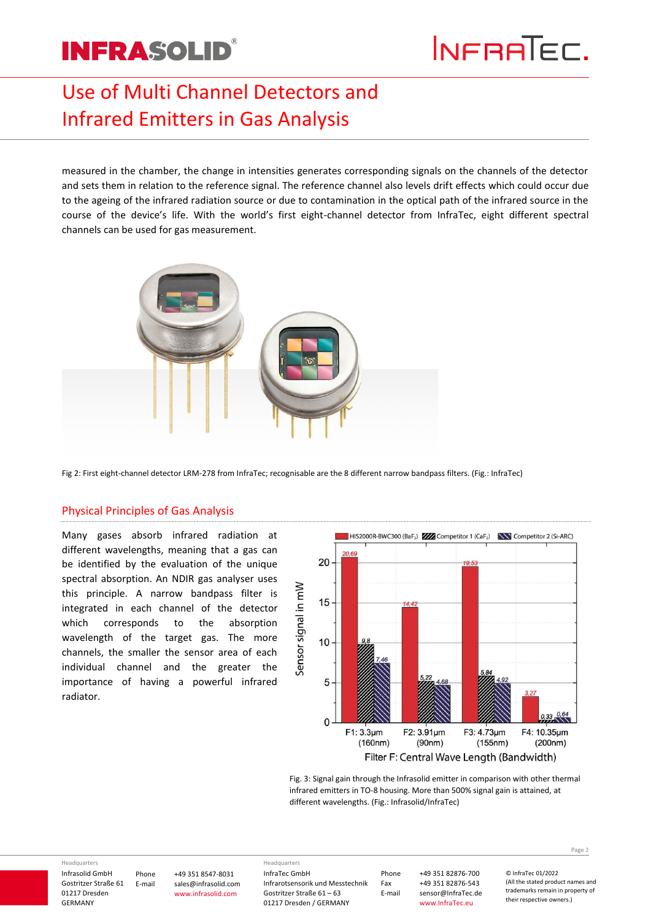measured in the chamber, the change in intensities generates corresponding signals on the channels of the detector and sets them in relation to the reference signal. The reference channel also levels drift effects which could occur due to the ageing of the infrared radiation source or due to contamination in the optical path of the infrared source in the course of the device's life. With the world's first eight-channel detector from InfraTec, eight different spectral channels can be used for gas measurement.

Fig 2: First eight-channel detector LRM-278 from InfraTec; recognisable are the 8 different narrow bandpass filters. (Fig.: InfraTec)

## Physical Principles of Gas Analysis

Many gases absorb infrared radiation at different wavelengths, meaning that a gas can be identified by the evaluation of the unique spectral absorption. An NDIR gas analyser uses this principle. A narrow bandpass filter is integrated in each channel of the detector which corresponds to the absorption wavelength of the target gas. The more channels, the smaller the sensor area of each individual channel and the greater the importance of having a powerful infrared radiator.

| Filter F: Central Wave Length (Bandwidth) | HIS2000R-BWC300 ($BaF_2$) | Competitor 1 ($CaF_2$) | Competitor 2 (Si-ARC) |
|---|---|---|---|
| F1: 3.3µm (160nm) | 20,69 | 9,8 | 7,46 |
| F2: 3.91µm (90nm) | 14,42 | 5,22 | 4,68 |
| F3: 4.73µm (155nm) | 19,53 | 5,84 | 4,92 |
| F4: 10.35µm (200nm) | 3,27 | 0,33 | 0,64 |

Sensor signal in mW

Fig. 3: Signal gain through the Infrasolid emitter in comparison with other thermal infrared emitters in TO-8 housing. More than 500% signal gain is attained, at different wavelengths. (Fig.: Infrasolid/InfraTec)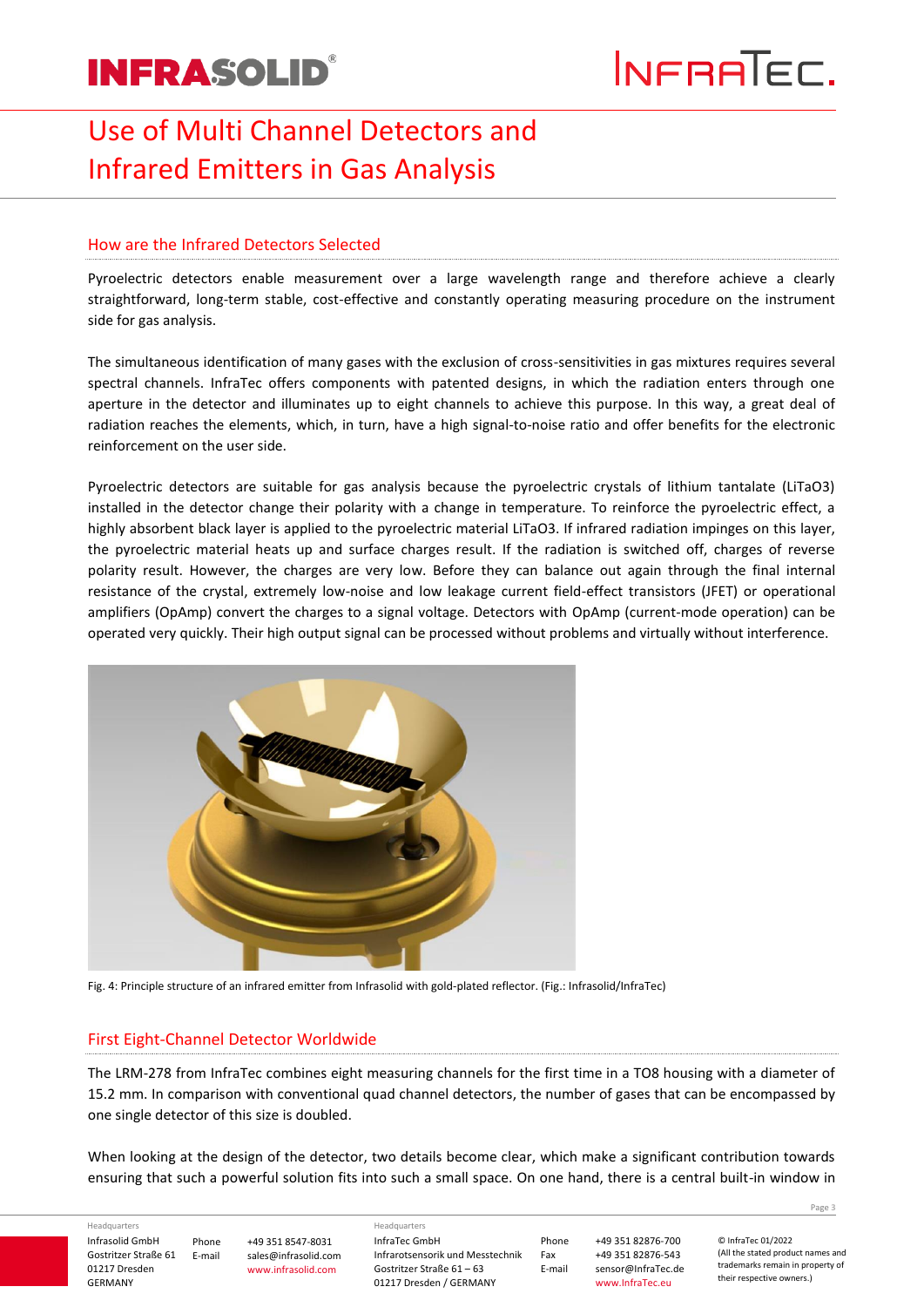## How are the Infrared Detectors Selected

Pyroelectric detectors enable measurement over a large wavelength range and therefore achieve a clearly straightforward, long-term stable, cost-effective and constantly operating measuring procedure on the instrument side for gas analysis.

The simultaneous identification of many gases with the exclusion of cross-sensitivities in gas mixtures requires several spectral channels. InfraTec offers components with patented designs, in which the radiation enters through one aperture in the detector and illuminates up to eight channels to achieve this purpose. In this way, a great deal of radiation reaches the elements, which, in turn, have a high signal-to-noise ratio and offer benefits for the electronic reinforcement on the user side.

Pyroelectric detectors are suitable for gas analysis because the pyroelectric crystals of lithium tantalate ($LiTaO_3$) installed in the detector change their polarity with a change in temperature. To reinforce the pyroelectric effect, a highly absorbent black layer is applied to the pyroelectric material $LiTaO_3$. If infrared radiation impinges on this layer, the pyroelectric material heats up and surface charges result. If the radiation is switched off, charges of reverse polarity result. However, the charges are very low. Before they can balance out again through the final internal resistance of the crystal, extremely low-noise and low leakage current field-effect transistors (JFET) or operational amplifiers (OpAmp) convert the charges to a signal voltage. Detectors with OpAmp (current-mode operation) can be operated very quickly. Their high output signal can be processed without problems and virtually without interference.

Fig. 4: Principle structure of an infrared emitter from Infrasolid with gold-plated reflector. (Fig.: Infrasolid/InfraTec)

## First Eight-Channel Detector Worldwide

The LRM-278 from InfraTec combines eight measuring channels for the first time in a TO8 housing with a diameter of 15.2 mm. In comparison with conventional quad channel detectors, the number of gases that can be encompassed by one single detector of this size is doubled.

When looking at the design of the detector, two details become clear, which make a significant contribution towards ensuring that such a powerful solution fits into such a small space. On one hand, there is a central built-in window in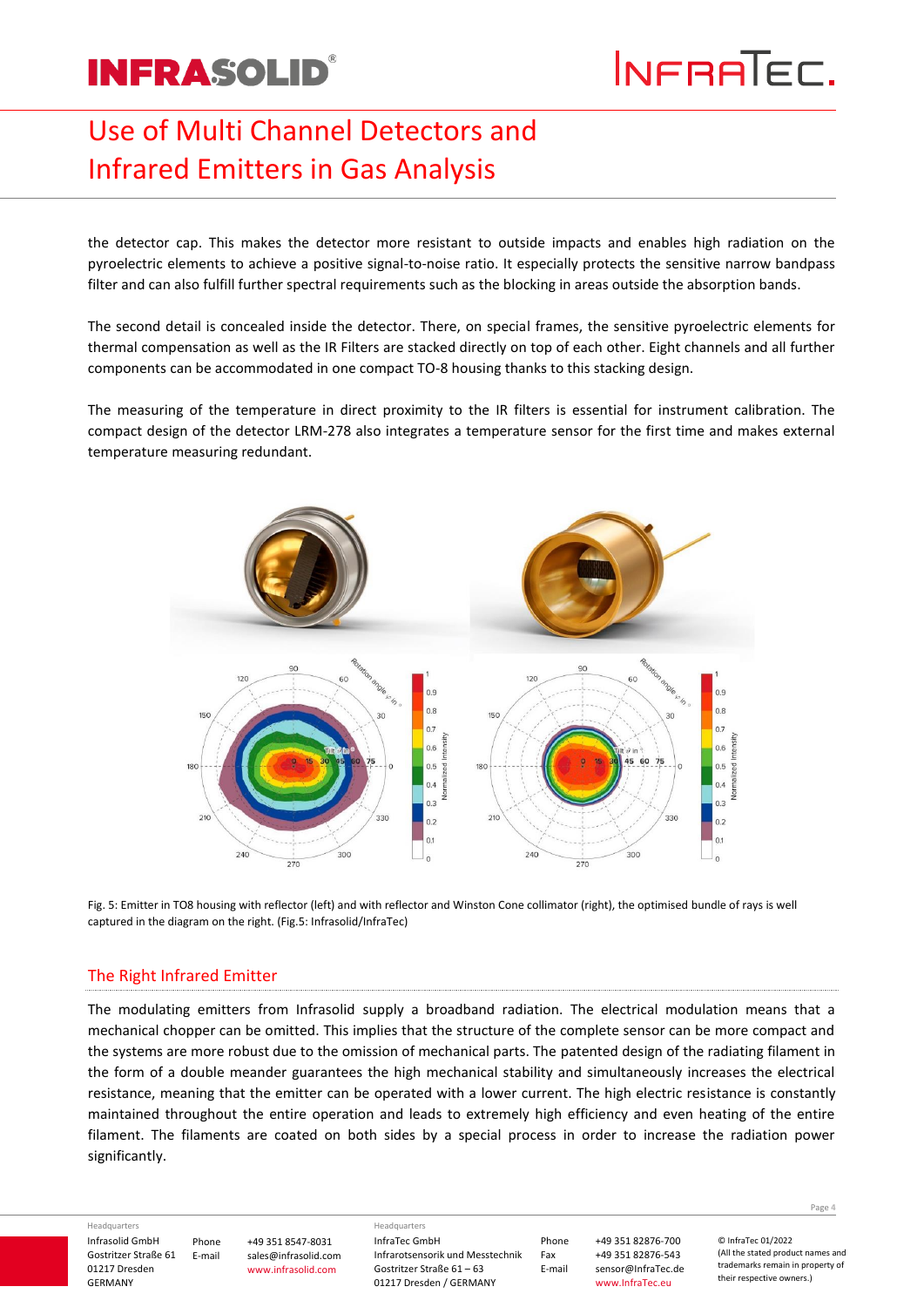the detector cap. This makes the detector more resistant to outside impacts and enables high radiation on the pyroelectric elements to achieve a positive signal-to-noise ratio. It especially protects the sensitive narrow bandpass filter and can also fulfill further spectral requirements such as the blocking in areas outside the absorption bands.

The second detail is concealed inside the detector. There, on special frames, the sensitive pyroelectric elements for thermal compensation as well as the IR Filters are stacked directly on top of each other. Eight channels and all further components can be accommodated in one compact TO-8 housing thanks to this stacking design.

The measuring of the temperature in direct proximity to the IR filters is essential for instrument calibration. The compact design of the detector LRM-278 also integrates a temperature sensor for the first time and makes external temperature measuring redundant.

Fig. 5: Emitter in TO8 housing with reflector (left) and with reflector and Winston Cone collimator (right), the optimised bundle of rays is well captured in the diagram on the right. (Fig.5: Infrasolid/InfraTec)

## The Right Infrared Emitter

The modulating emitters from Infrasolid supply a broadband radiation. The electrical modulation means that a mechanical chopper can be omitted. This implies that the structure of the complete sensor can be more compact and the systems are more robust due to the omission of mechanical parts. The patented design of the radiating filament in the form of a double meander guarantees the high mechanical stability and simultaneously increases the electrical resistance, meaning that the emitter can be operated with a lower current. The high electric resistance is constantly maintained throughout the entire operation and leads to extremely high efficiency and even heating of the entire filament. The filaments are coated on both sides by a special process in order to increase the radiation power significantly.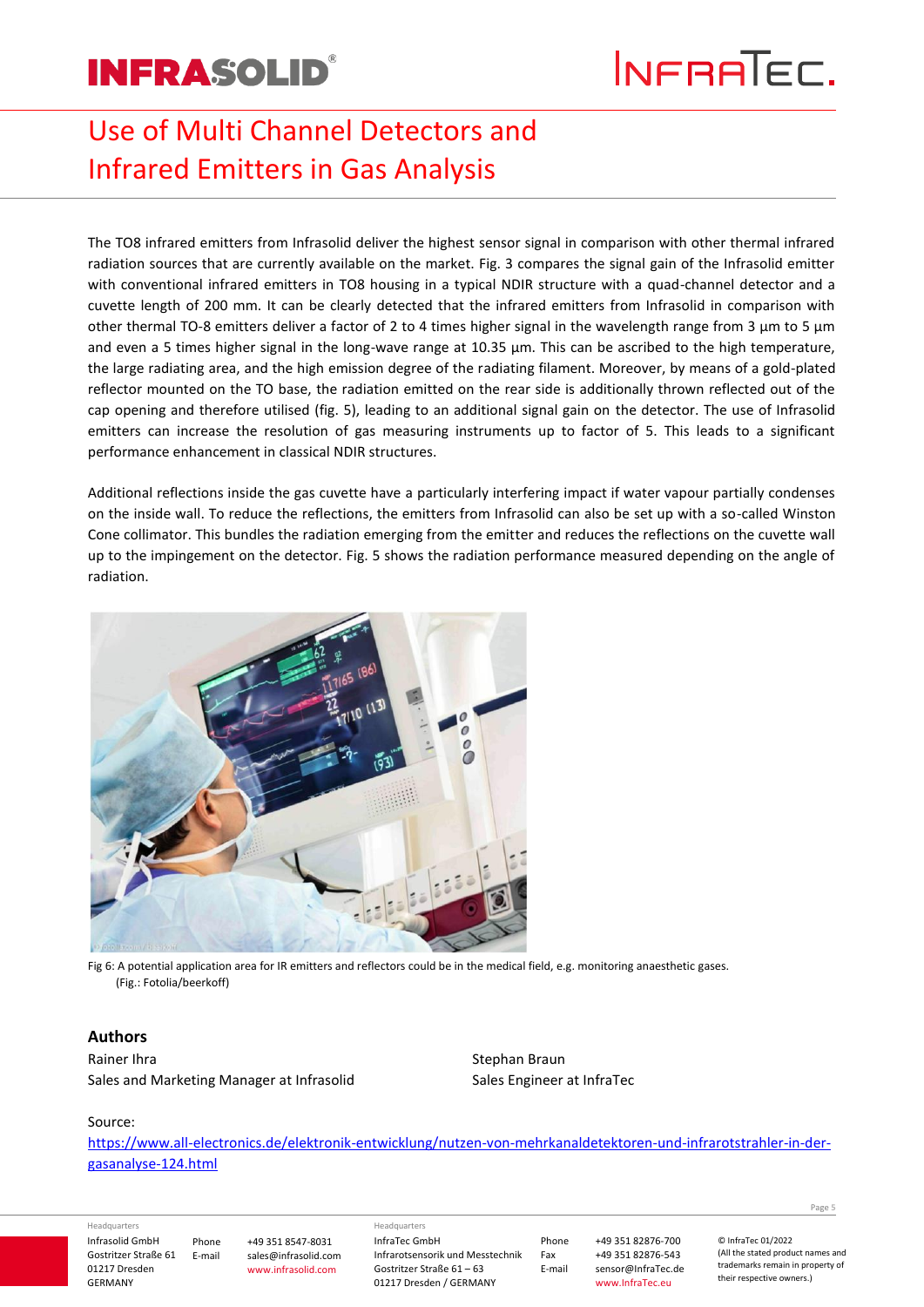# Use of Multi Channel Detectors and Infrared Emitters in Gas Analysis

The TO8 infrared emitters from Infrasolid deliver the highest sensor signal in comparison with other thermal infrared radiation sources that are currently available on the market. Fig. 3 compares the signal gain of the Infrasolid emitter with conventional infrared emitters in TO8 housing in a typical NDIR structure with a quad-channel detector and a cuvette length of 200 mm. It can be clearly detected that the infrared emitters from Infrasolid in comparison with other thermal TO-8 emitters deliver a factor of 2 to 4 times higher signal in the wavelength range from 3 µm to 5 µm and even a 5 times higher signal in the long-wave range at 10.35 µm. This can be ascribed to the high temperature, the large radiating area, and the high emission degree of the radiating filament. Moreover, by means of a gold-plated reflector mounted on the TO base, the radiation emitted on the rear side is additionally thrown reflected out of the cap opening and therefore utilised (fig. 5), leading to an additional signal gain on the detector. The use of Infrasolid emitters can increase the resolution of gas measuring instruments up to factor of 5. This leads to a significant performance enhancement in classical NDIR structures.

Additional reflections inside the gas cuvette have a particularly interfering impact if water vapour partially condenses on the inside wall. To reduce the reflections, the emitters from Infrasolid can also be set up with a so-called Winston Cone collimator. This bundles the radiation emerging from the emitter and reduces the reflections on the cuvette wall up to the impingement on the detector. Fig. 5 shows the radiation performance measured depending on the angle of radiation.

Fig 6: A potential application area for IR emitters and reflectors could be in the medical field, e.g. monitoring anaesthetic gases. (Fig.: Fotolia/beerkoff)

## Authors

Rainer Ihra
Sales and Marketing Manager at Infrasolid

Stephan Braun
Sales Engineer at InfraTec

Source:
https://www.all-electronics.de/elektronik-entwicklung/nutzen-von-mehrkanaldetektoren-und-infrarotstrahler-in-der-gasanalyse-124.html